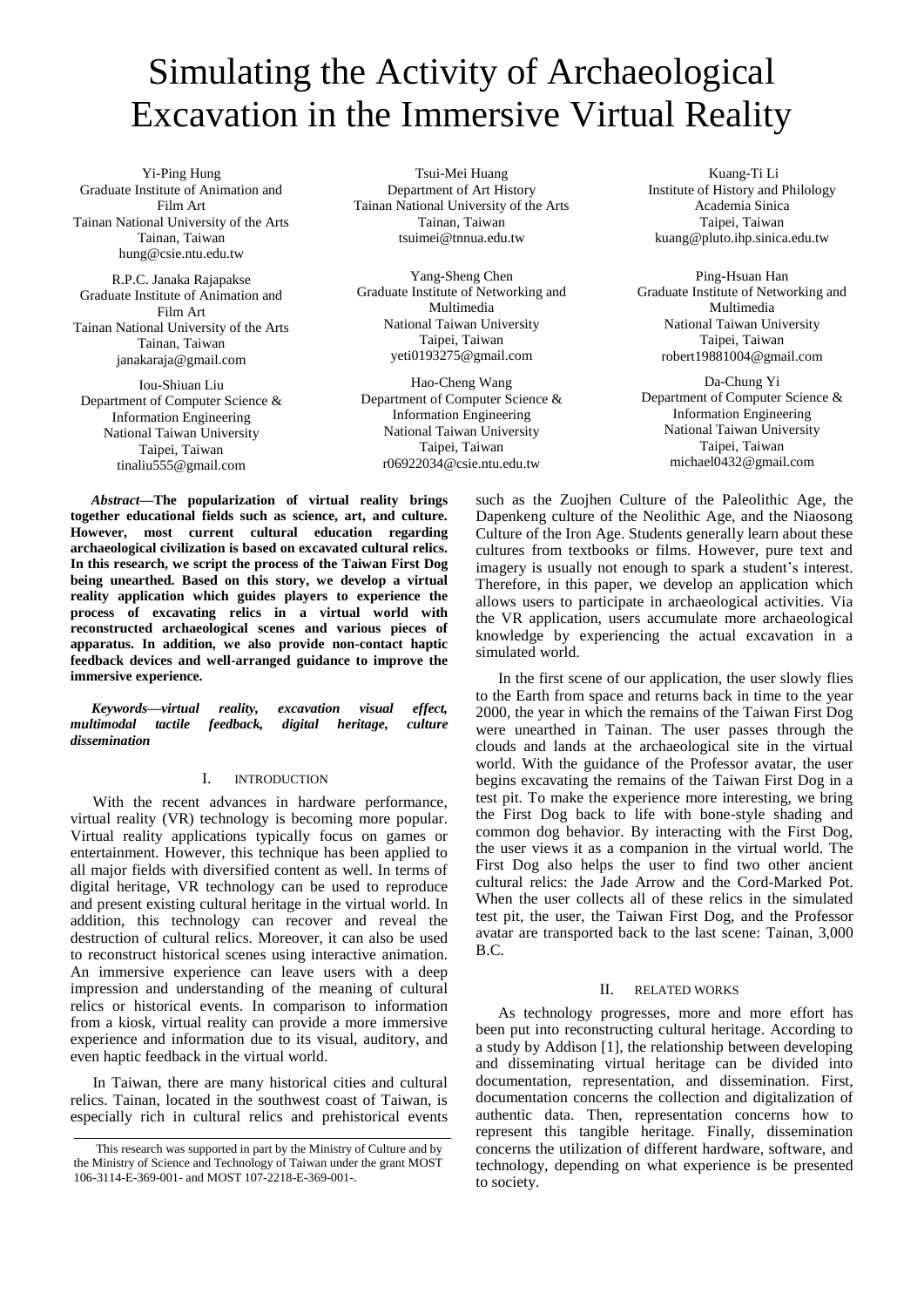# Simulating the Activity of Archaeological Excavation in the Immersive Virtual Reality

Yi-Ping Hung
Graduate Institute of Animation and Film Art
Tainan National University of the Arts
Tainan, Taiwan
hung@csie.ntu.edu.tw

Tsui-Mei Huang
Department of Art History
Tainan National University of the Arts
Tainan, Taiwan
tsuimei@tnnua.edu.tw

Kuang-Ti Li
Institute of History and Philology
Academia Sinica
Taipei, Taiwan
kuang@pluto.ihp.sinica.edu.tw

R.P.C. Janaka Rajapakse
Graduate Institute of Animation and Film Art
Tainan National University of the Arts
Tainan, Taiwan
janakaraja@gmail.com

Yang-Sheng Chen
Graduate Institute of Networking and Multimedia
National Taiwan University
Taipei, Taiwan
yeti0193275@gmail.com

Ping-Hsuan Han
Graduate Institute of Networking and Multimedia
National Taiwan University
Taipei, Taiwan
robert19881004@gmail.com

Iou-Shiuan Liu
Department of Computer Science & Information Engineering
National Taiwan University
Taipei, Taiwan
tinaliu555@gmail.com

Hao-Cheng Wang
Department of Computer Science & Information Engineering
National Taiwan University
Taipei, Taiwan
r06922034@csie.ntu.edu.tw

Da-Chung Yi
Department of Computer Science & Information Engineering
National Taiwan University
Taipei, Taiwan
michael0432@gmail.com

***Abstract*—The popularization of virtual reality brings together educational fields such as science, art, and culture. However, most current cultural education regarding archaeological civilization is based on excavated cultural relics. In this research, we script the process of the Taiwan First Dog being unearthed. Based on this story, we develop a virtual reality application which guides players to experience the process of excavating relics in a virtual world with reconstructed archaeological scenes and various pieces of apparatus. In addition, we also provide non-contact haptic feedback devices and well-arranged guidance to improve the immersive experience.**

***Keywords*—*virtual reality, excavation visual effect, multimodal tactile feedback, digital heritage, culture dissemination***

## I. Introduction

With the recent advances in hardware performance, virtual reality (VR) technology is becoming more popular. Virtual reality applications typically focus on games or entertainment. However, this technique has been applied to all major fields with diversified content as well. In terms of digital heritage, VR technology can be used to reproduce and present existing cultural heritage in the virtual world. In addition, this technology can recover and reveal the destruction of cultural relics. Moreover, it can also be used to reconstruct historical scenes using interactive animation. An immersive experience can leave users with a deep impression and understanding of the meaning of cultural relics or historical events. In comparison to information from a kiosk, virtual reality can provide a more immersive experience and information due to its visual, auditory, and even haptic feedback in the virtual world.

In Taiwan, there are many historical cities and cultural relics. Tainan, located in the southwest coast of Taiwan, is especially rich in cultural relics and prehistorical events such as the Zuojhen Culture of the Paleolithic Age, the Dapenkeng culture of the Neolithic Age, and the Niaosong Culture of the Iron Age. Students generally learn about these cultures from textbooks or films. However, pure text and imagery is usually not enough to spark a student's interest. Therefore, in this paper, we develop an application which allows users to participate in archaeological activities. Via the VR application, users accumulate more archaeological knowledge by experiencing the actual excavation in a simulated world.

In the first scene of our application, the user slowly flies to the Earth from space and returns back in time to the year 2000, the year in which the remains of the Taiwan First Dog were unearthed in Tainan. The user passes through the clouds and lands at the archaeological site in the virtual world. With the guidance of the Professor avatar, the user begins excavating the remains of the Taiwan First Dog in a test pit. To make the experience more interesting, we bring the First Dog back to life with bone-style shading and common dog behavior. By interacting with the First Dog, the user views it as a companion in the virtual world. The First Dog also helps the user to find two other ancient cultural relics: the Jade Arrow and the Cord-Marked Pot. When the user collects all of these relics in the simulated test pit, the user, the Taiwan First Dog, and the Professor avatar are transported back to the last scene: Tainan, 3,000 B.C.

## II. Related Works

As technology progresses, more and more effort has been put into reconstructing cultural heritage. According to a study by Addison [1], the relationship between developing and disseminating virtual heritage can be divided into documentation, representation, and dissemination. First, documentation concerns the collection and digitalization of authentic data. Then, representation concerns how to represent this tangible heritage. Finally, dissemination concerns the utilization of different hardware, software, and technology, depending on what experience is be presented to society.

This research was supported in part by the Ministry of Culture and by the Ministry of Science and Technology of Taiwan under the grant MOST 106-3114-E-369-001- and MOST 107-2218-E-369-001-.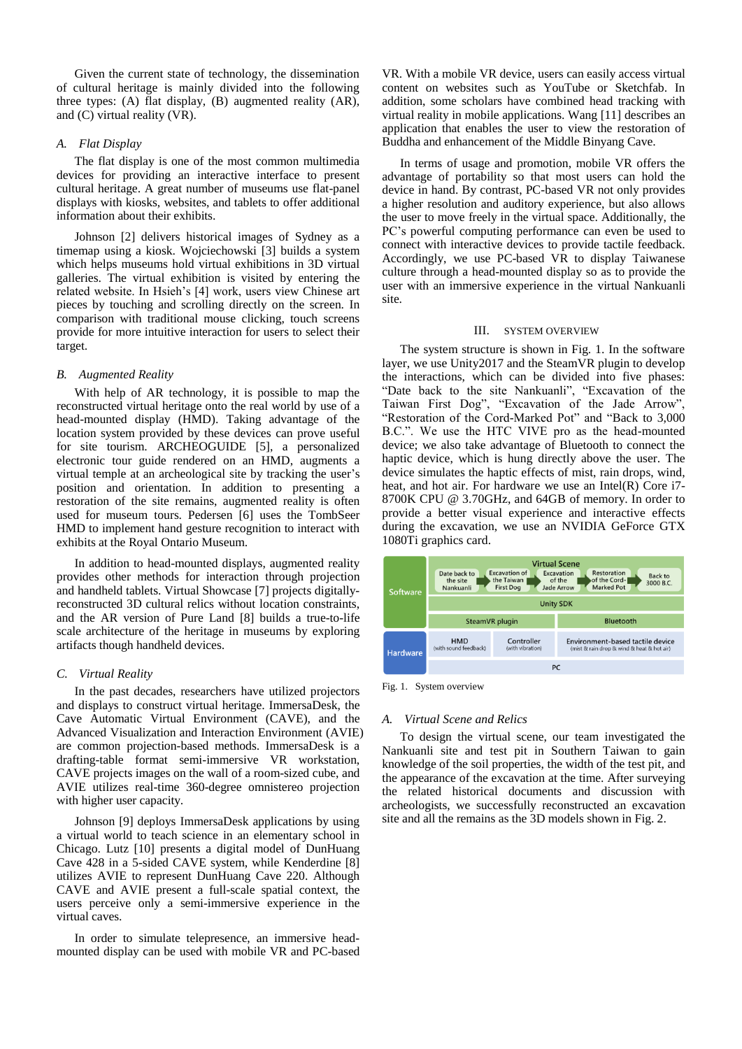Given the current state of technology, the dissemination of cultural heritage is mainly divided into the following three types: (A) flat display, (B) augmented reality (AR), and (C) virtual reality (VR).

### *A. Flat Display*

The flat display is one of the most common multimedia devices for providing an interactive interface to present cultural heritage. A great number of museums use flat-panel displays with kiosks, websites, and tablets to offer additional information about their exhibits.

Johnson [2] delivers historical images of Sydney as a timemap using a kiosk. Wojciechowski [3] builds a system which helps museums hold virtual exhibitions in 3D virtual galleries. The virtual exhibition is visited by entering the related website. In Hsieh's [4] work, users view Chinese art pieces by touching and scrolling directly on the screen. In comparison with traditional mouse clicking, touch screens provide for more intuitive interaction for users to select their target.

### *B. Augmented Reality*

With help of AR technology, it is possible to map the reconstructed virtual heritage onto the real world by use of a head-mounted display (HMD). Taking advantage of the location system provided by these devices can prove useful for site tourism. ARCHEOGUIDE [5], a personalized electronic tour guide rendered on an HMD, augments a virtual temple at an archeological site by tracking the user's position and orientation. In addition to presenting a restoration of the site remains, augmented reality is often used for museum tours. Pedersen [6] uses the TombSeer HMD to implement hand gesture recognition to interact with exhibits at the Royal Ontario Museum.

In addition to head-mounted displays, augmented reality provides other methods for interaction through projection and handheld tablets. Virtual Showcase [7] projects digitally-reconstructed 3D cultural relics without location constraints, and the AR version of Pure Land [8] builds a true-to-life scale architecture of the heritage in museums by exploring artifacts though handheld devices.

### *C. Virtual Reality*

In the past decades, researchers have utilized projectors and displays to construct virtual heritage. ImmersaDesk, the Cave Automatic Virtual Environment (CAVE), and the Advanced Visualization and Interaction Environment (AVIE) are common projection-based methods. ImmersaDesk is a drafting-table format semi-immersive VR workstation, CAVE projects images on the wall of a room-sized cube, and AVIE utilizes real-time 360-degree omnistereo projection with higher user capacity.

Johnson [9] deploys ImmersaDesk applications by using a virtual world to teach science in an elementary school in Chicago. Lutz [10] presents a digital model of DunHuang Cave 428 in a 5-sided CAVE system, while Kenderdine [8] utilizes AVIE to represent DunHuang Cave 220. Although CAVE and AVIE present a full-scale spatial context, the users perceive only a semi-immersive experience in the virtual caves.

In order to simulate telepresence, an immersive head-mounted display can be used with mobile VR and PC-based VR. With a mobile VR device, users can easily access virtual content on websites such as YouTube or Sketchfab. In addition, some scholars have combined head tracking with virtual reality in mobile applications. Wang [11] describes an application that enables the user to view the restoration of Buddha and enhancement of the Middle Binyang Cave.

In terms of usage and promotion, mobile VR offers the advantage of portability so that most users can hold the device in hand. By contrast, PC-based VR not only provides a higher resolution and auditory experience, but also allows the user to move freely in the virtual space. Additionally, the PC's powerful computing performance can even be used to connect with interactive devices to provide tactile feedback. Accordingly, we use PC-based VR to display Taiwanese culture through a head-mounted display so as to provide the user with an immersive experience in the virtual Nankuanli site.

## III. System Overview

The system structure is shown in Fig. 1. In the software layer, we use Unity2017 and the SteamVR plugin to develop the interactions, which can be divided into five phases: "Date back to the site Nankuanli", "Excavation of the Taiwan First Dog", "Excavation of the Jade Arrow", "Restoration of the Cord-Marked Pot" and "Back to 3,000 B.C.". We use the HTC VIVE pro as the head-mounted device; we also take advantage of Bluetooth to connect the haptic device, which is hung directly above the user. The device simulates the haptic effects of mist, rain drops, wind, heat, and hot air. For hardware we use an Intel(R) Core i7-8700K CPU @ 3.70GHz, and 64GB of memory. In order to provide a better visual experience and interactive effects during the excavation, we use an NVIDIA GeForce GTX 1080Ti graphics card.

Fig. 1. System overview

### *A. Virtual Scene and Relics*

To design the virtual scene, our team investigated the Nankuanli site and test pit in Southern Taiwan to gain knowledge of the soil properties, the width of the test pit, and the appearance of the excavation at the time. After surveying the related historical documents and discussion with archeologists, we successfully reconstructed an excavation site and all the remains as the 3D models shown in Fig. 2.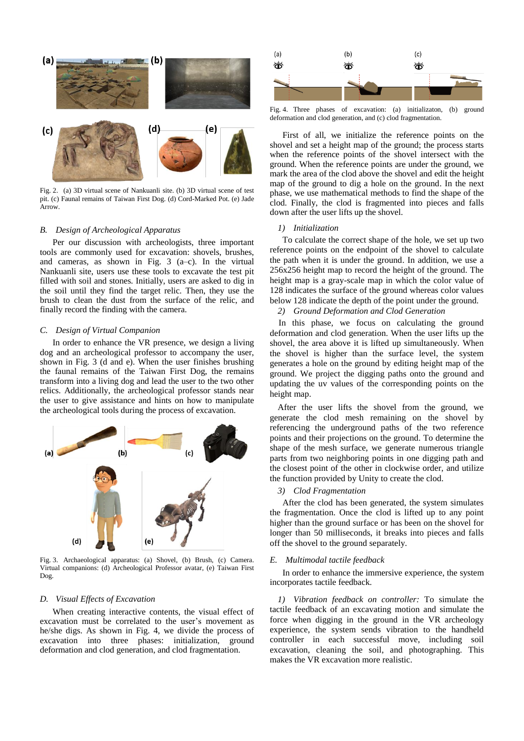Fig. 2. (a) 3D virtual scene of Nankuanli site. (b) 3D virtual scene of test pit. (c) Faunal remains of Taiwan First Dog. (d) Cord-Marked Pot. (e) Jade Arrow.

### *B. Design of Archeological Apparatus*

Per our discussion with archeologists, three important tools are commonly used for excavation: shovels, brushes, and cameras, as shown in Fig. 3 (a–c). In the virtual Nankuanli site, users use these tools to excavate the test pit filled with soil and stones. Initially, users are asked to dig in the soil until they find the target relic. Then, they use the brush to clean the dust from the surface of the relic, and finally record the finding with the camera.

### *C. Design of Virtual Companion*

In order to enhance the VR presence, we design a living dog and an archeological professor to accompany the user, shown in Fig. 3 (d and e). When the user finishes brushing the faunal remains of the Taiwan First Dog, the remains transform into a living dog and lead the user to the two other relics. Additionally, the archeological professor stands near the user to give assistance and hints on how to manipulate the archeological tools during the process of excavation.

Fig. 3. Archaeological apparatus: (a) Shovel, (b) Brush, (c) Camera. Virtual companions: (d) Archeological Professor avatar, (e) Taiwan First Dog.

### *D. Visual Effects of Excavation*

When creating interactive contents, the visual effect of excavation must be correlated to the user's movement as he/she digs. As shown in Fig. 4, we divide the process of excavation into three phases: initialization, ground deformation and clod generation, and clod fragmentation.

Fig. 4. Three phases of excavation: (a) initializaton, (b) ground deformation and clod generation, and (c) clod fragmentation.

First of all, we initialize the reference points on the shovel and set a height map of the ground; the process starts when the reference points of the shovel intersect with the ground. When the reference points are under the ground, we mark the area of the clod above the shovel and edit the height map of the ground to dig a hole on the ground. In the next phase, we use mathematical methods to find the shape of the clod. Finally, the clod is fragmented into pieces and falls down after the user lifts up the shovel.

#### *1) Initialization*

To calculate the correct shape of the hole, we set up two reference points on the endpoint of the shovel to calculate the path when it is under the ground. In addition, we use a 256x256 height map to record the height of the ground. The height map is a gray-scale map in which the color value of 128 indicates the surface of the ground whereas color values below 128 indicate the depth of the point under the ground.

#### *2) Ground Deformation and Clod Generation*

In this phase, we focus on calculating the ground deformation and clod generation. When the user lifts up the shovel, the area above it is lifted up simultaneously. When the shovel is higher than the surface level, the system generates a hole on the ground by editing height map of the ground. We project the digging paths onto the ground and updating the uv values of the corresponding points on the height map.

After the user lifts the shovel from the ground, we generate the clod mesh remaining on the shovel by referencing the underground paths of the two reference points and their projections on the ground. To determine the shape of the mesh surface, we generate numerous triangle parts from two neighboring points in one digging path and the closest point of the other in clockwise order, and utilize the function provided by Unity to create the clod.

#### *3) Clod Fragmentation*

After the clod has been generated, the system simulates the fragmentation. Once the clod is lifted up to any point higher than the ground surface or has been on the shovel for longer than 50 milliseconds, it breaks into pieces and falls off the shovel to the ground separately.

### *E. Multimodal tactile feedback*

In order to enhance the immersive experience, the system incorporates tactile feedback.

*1) Vibration feedback on controller:* To simulate the tactile feedback of an excavating motion and simulate the force when digging in the ground in the VR archeology experience, the system sends vibration to the handheld controller in each successful move, including soil excavation, cleaning the soil, and photographing. This makes the VR excavation more realistic.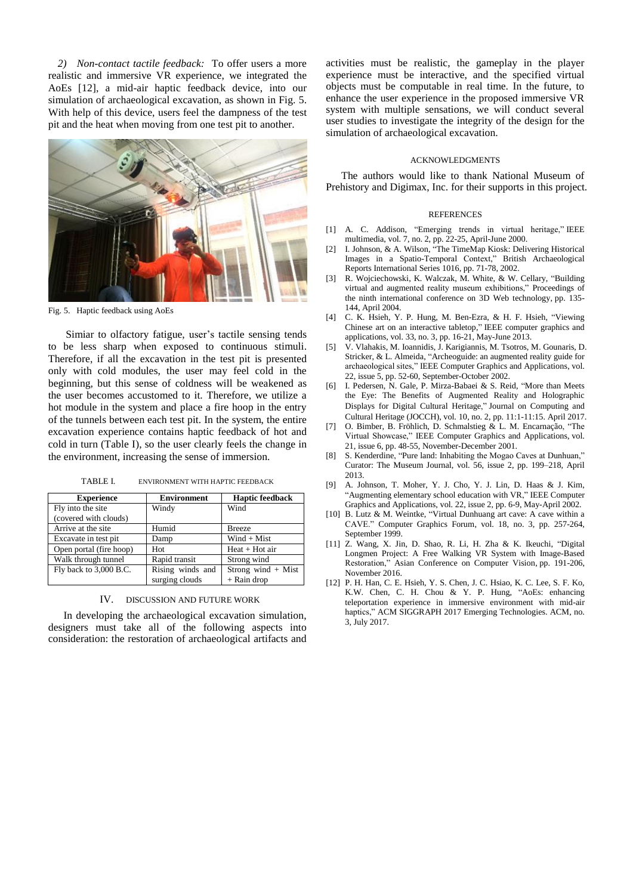*2) Non-contact tactile feedback:* To offer users a more realistic and immersive VR experience, we integrated the AoEs [12], a mid-air haptic feedback device, into our simulation of archaeological excavation, as shown in Fig. 5. With help of this device, users feel the dampness of the test pit and the heat when moving from one test pit to another.

Fig. 5. Haptic feedback using AoEs

Simiar to olfactory fatigue, user's tactile sensing tends to be less sharp when exposed to continuous stimuli. Therefore, if all the excavation in the test pit is presented only with cold modules, the user may feel cold in the beginning, but this sense of coldness will be weakened as the user becomes accustomed to it. Therefore, we utilize a hot module in the system and place a fire hoop in the entry of the tunnels between each test pit. In the system, the entire excavation experience contains haptic feedback of hot and cold in turn (Table I), so the user clearly feels the change in the environment, increasing the sense of immersion.

TABLE I. ENVIRONMENT WITH HAPTIC FEEDBACK

| Experience | Environment | Haptic feedback |
|---|---|---|
| Fly into the site (covered with clouds) | Windy | Wind |
| Arrive at the site | Humid | Breeze |
| Excavate in test pit | Damp | Wind + Mist |
| Open portal (fire hoop) | Hot | Heat + Hot air |
| Walk through tunnel | Rapid transit | Strong wind |
| Fly back to 3,000 B.C. | Rising winds and surging clouds | Strong wind + Mist + Rain drop |

## IV. DISCUSSION AND FUTURE WORK

In developing the archaeological excavation simulation, designers must take all of the following aspects into consideration: the restoration of archaeological artifacts and activities must be realistic, the gameplay in the player experience must be interactive, and the specified virtual objects must be computable in real time. In the future, to enhance the user experience in the proposed immersive VR system with multiple sensations, we will conduct several user studies to investigate the integrity of the design for the simulation of archaeological excavation.

## ACKNOWLEDGMENTS

The authors would like to thank National Museum of Prehistory and Digimax, Inc. for their supports in this project.

## REFERENCES

[1] A. C. Addison, "Emerging trends in virtual heritage," IEEE multimedia, vol. 7, no. 2, pp. 22-25, April-June 2000.

[2] I. Johnson, & A. Wilson, "The TimeMap Kiosk: Delivering Historical Images in a Spatio-Temporal Context," British Archaeological Reports International Series 1016, pp. 71-78, 2002.

[3] R. Wojciechowski, K. Walczak, M. White, & W. Cellary, "Building virtual and augmented reality museum exhibitions," Proceedings of the ninth international conference on 3D Web technology, pp. 135-144, April 2004.

[4] C. K. Hsieh, Y. P. Hung, M. Ben-Ezra, & H. F. Hsieh, "Viewing Chinese art on an interactive tabletop," IEEE computer graphics and applications, vol. 33, no. 3, pp. 16-21, May-June 2013.

[5] V. Vlahakis, M. Ioannidis, J. Karigiannis, M. Tsotros, M. Gounaris, D. Stricker, & L. Almeida, "Archeoguide: an augmented reality guide for archaeological sites," IEEE Computer Graphics and Applications, vol. 22, issue 5, pp. 52-60, September-October 2002.

[6] I. Pedersen, N. Gale, P. Mirza-Babaei & S. Reid, "More than Meets the Eye: The Benefits of Augmented Reality and Holographic Displays for Digital Cultural Heritage," Journal on Computing and Cultural Heritage (JOCCH), vol. 10, no. 2, pp. 11:1-11:15. April 2017.

[7] O. Bimber, B. Fröhlich, D. Schmalstieg & L. M. Encarnação, "The Virtual Showcase," IEEE Computer Graphics and Applications, vol. 21, issue 6, pp. 48-55, November-December 2001.

[8] S. Kenderdine, "Pure land: Inhabiting the Mogao Caves at Dunhuan," Curator: The Museum Journal, vol. 56, issue 2, pp. 199–218, April 2013.

[9] A. Johnson, T. Moher, Y. J. Cho, Y. J. Lin, D. Haas & J. Kim, "Augmenting elementary school education with VR," IEEE Computer Graphics and Applications, vol. 22, issue 2, pp. 6-9, May-April 2002.

[10] B. Lutz & M. Weintke, "Virtual Dunhuang art cave: A cave within a CAVE." Computer Graphics Forum, vol. 18, no. 3, pp. 257-264, September 1999.

[11] Z. Wang, X. Jin, D. Shao, R. Li, H. Zha & K. Ikeuchi, "Digital Longmen Project: A Free Walking VR System with Image-Based Restoration," Asian Conference on Computer Vision, pp. 191-206, November 2016.

[12] P. H. Han, C. E. Hsieh, Y. S. Chen, J. C. Hsiao, K. C. Lee, S. F. Ko, K.W. Chen, C. H. Chou & Y. P. Hung, "AoEs: enhancing teleportation experience in immersive environment with mid-air haptics," ACM SIGGRAPH 2017 Emerging Technologies. ACM, no. 3, July 2017.